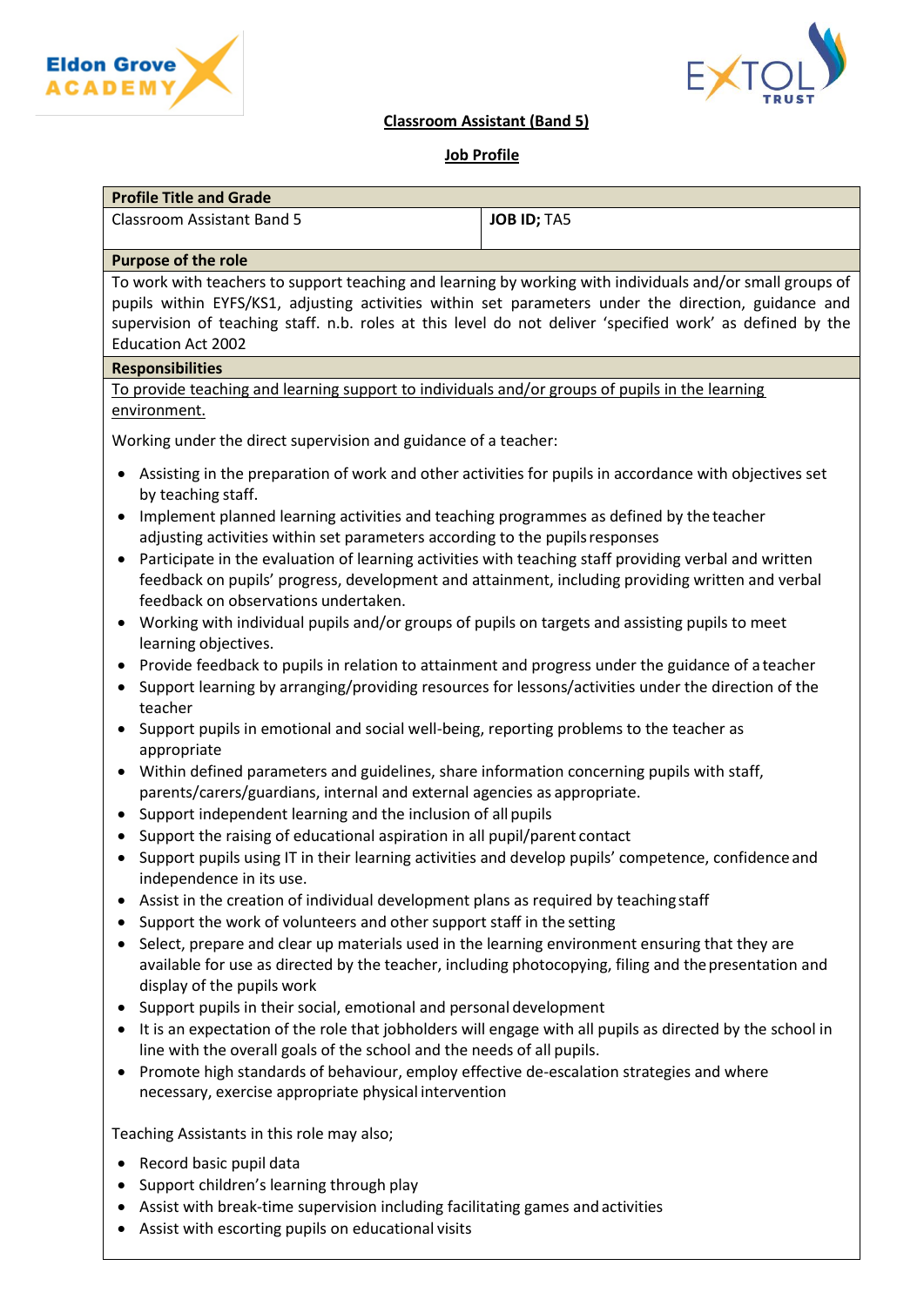Eldon Grove ACADEMY

EXTOL TRUST

# Classroom Assistant (Band 5)

## Job Profile

| **Profile Title and Grade** | |
|---|---|
| Classroom Assistant Band 5 | **JOB ID;** TA5 |

**Purpose of the role**

To work with teachers to support teaching and learning by working with individuals and/or small groups of pupils within EYFS/KS1, adjusting activities within set parameters under the direction, guidance and supervision of teaching staff. n.b. roles at this level do not deliver 'specified work' as defined by the Education Act 2002

**Responsibilities**

To provide teaching and learning support to individuals and/or groups of pupils in the learning environment.

Working under the direct supervision and guidance of a teacher:

- Assisting in the preparation of work and other activities for pupils in accordance with objectives set by teaching staff.
- Implement planned learning activities and teaching programmes as defined by the teacher adjusting activities within set parameters according to the pupils responses
- Participate in the evaluation of learning activities with teaching staff providing verbal and written feedback on pupils' progress, development and attainment, including providing written and verbal feedback on observations undertaken.
- Working with individual pupils and/or groups of pupils on targets and assisting pupils to meet learning objectives.
- Provide feedback to pupils in relation to attainment and progress under the guidance of a teacher
- Support learning by arranging/providing resources for lessons/activities under the direction of the teacher
- Support pupils in emotional and social well-being, reporting problems to the teacher as appropriate
- Within defined parameters and guidelines, share information concerning pupils with staff, parents/carers/guardians, internal and external agencies as appropriate.
- Support independent learning and the inclusion of all pupils
- Support the raising of educational aspiration in all pupil/parent contact
- Support pupils using IT in their learning activities and develop pupils' competence, confidence and independence in its use.
- Assist in the creation of individual development plans as required by teaching staff
- Support the work of volunteers and other support staff in the setting
- Select, prepare and clear up materials used in the learning environment ensuring that they are available for use as directed by the teacher, including photocopying, filing and the presentation and display of the pupils work
- Support pupils in their social, emotional and personal development
- It is an expectation of the role that jobholders will engage with all pupils as directed by the school in line with the overall goals of the school and the needs of all pupils.
- Promote high standards of behaviour, employ effective de-escalation strategies and where necessary, exercise appropriate physical intervention

Teaching Assistants in this role may also;

- Record basic pupil data
- Support children's learning through play
- Assist with break-time supervision including facilitating games and activities
- Assist with escorting pupils on educational visits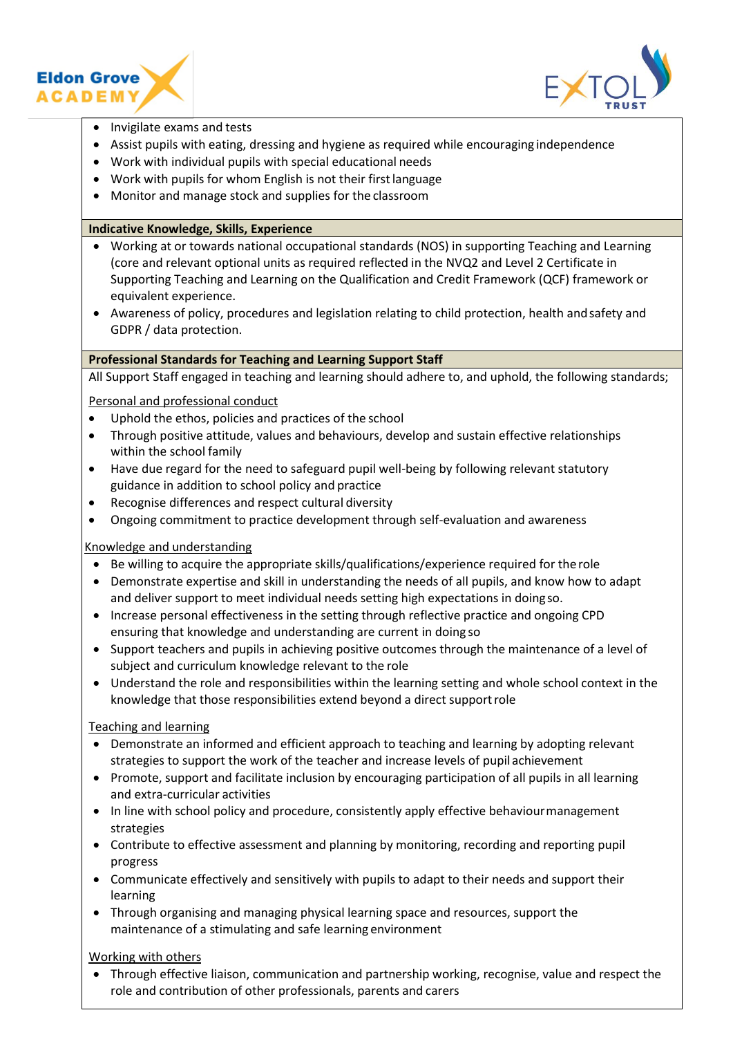- Invigilate exams and tests
- Assist pupils with eating, dressing and hygiene as required while encouraging independence
- Work with individual pupils with special educational needs
- Work with pupils for whom English is not their first language
- Monitor and manage stock and supplies for the classroom

**Indicative Knowledge, Skills, Experience**

- Working at or towards national occupational standards (NOS) in supporting Teaching and Learning (core and relevant optional units as required reflected in the NVQ2 and Level 2 Certificate in Supporting Teaching and Learning on the Qualification and Credit Framework (QCF) framework or equivalent experience.
- Awareness of policy, procedures and legislation relating to child protection, health and safety and GDPR / data protection.

**Professional Standards for Teaching and Learning Support Staff**

All Support Staff engaged in teaching and learning should adhere to, and uphold, the following standards;

<u>Personal and professional conduct</u>

- Uphold the ethos, policies and practices of the school
- Through positive attitude, values and behaviours, develop and sustain effective relationships within the school family
- Have due regard for the need to safeguard pupil well-being by following relevant statutory guidance in addition to school policy and practice
- Recognise differences and respect cultural diversity
- Ongoing commitment to practice development through self-evaluation and awareness

<u>Knowledge and understanding</u>

- Be willing to acquire the appropriate skills/qualifications/experience required for the role
- Demonstrate expertise and skill in understanding the needs of all pupils, and know how to adapt and deliver support to meet individual needs setting high expectations in doing so.
- Increase personal effectiveness in the setting through reflective practice and ongoing CPD ensuring that knowledge and understanding are current in doing so
- Support teachers and pupils in achieving positive outcomes through the maintenance of a level of subject and curriculum knowledge relevant to the role
- Understand the role and responsibilities within the learning setting and whole school context in the knowledge that those responsibilities extend beyond a direct support role

<u>Teaching and learning</u>

- Demonstrate an informed and efficient approach to teaching and learning by adopting relevant strategies to support the work of the teacher and increase levels of pupil achievement
- Promote, support and facilitate inclusion by encouraging participation of all pupils in all learning and extra-curricular activities
- In line with school policy and procedure, consistently apply effective behaviour management strategies
- Contribute to effective assessment and planning by monitoring, recording and reporting pupil progress
- Communicate effectively and sensitively with pupils to adapt to their needs and support their learning
- Through organising and managing physical learning space and resources, support the maintenance of a stimulating and safe learning environment

<u>Working with others</u>

- Through effective liaison, communication and partnership working, recognise, value and respect the role and contribution of other professionals, parents and carers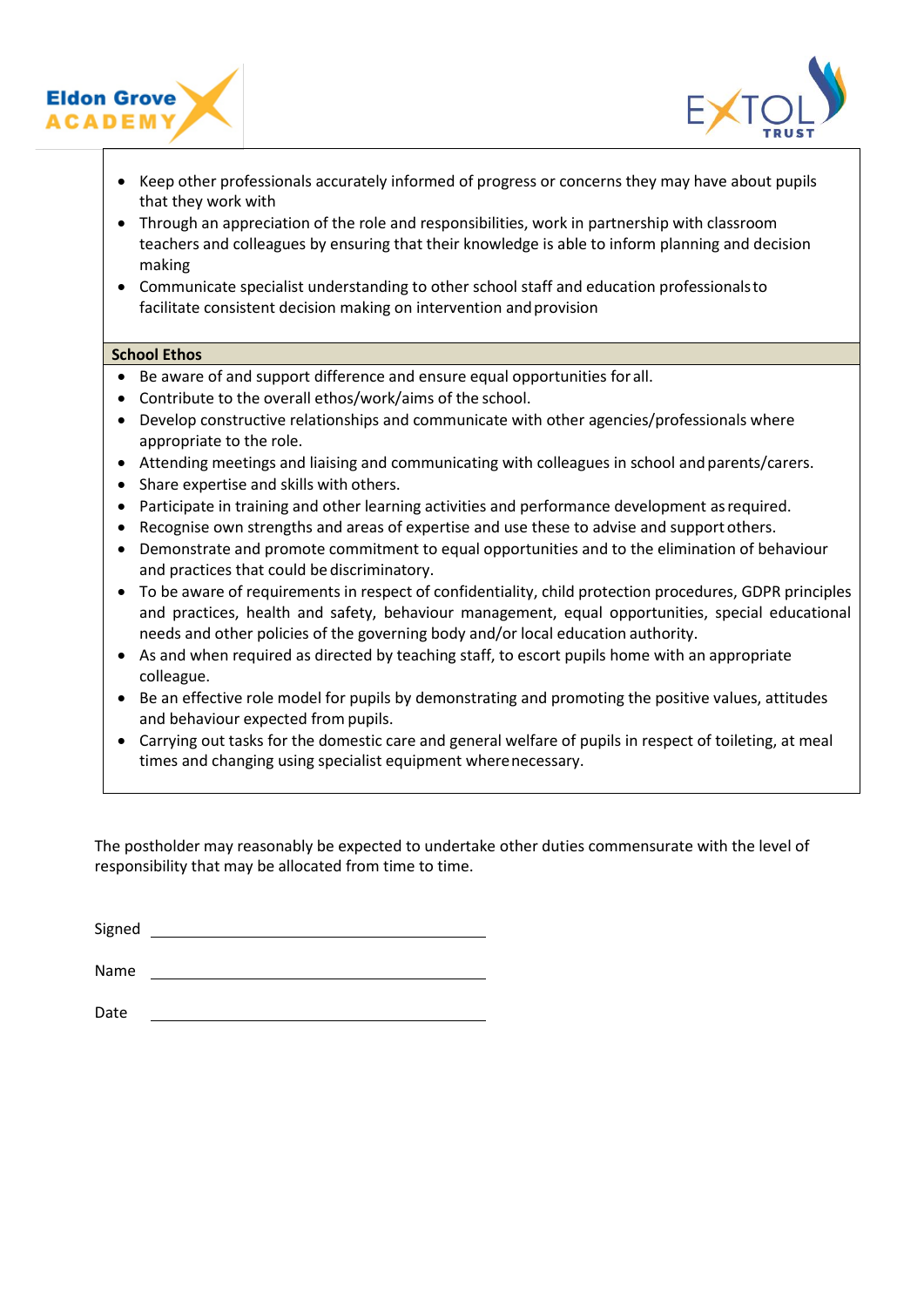- Keep other professionals accurately informed of progress or concerns they may have about pupils that they work with
- Through an appreciation of the role and responsibilities, work in partnership with classroom teachers and colleagues by ensuring that their knowledge is able to inform planning and decision making
- Communicate specialist understanding to other school staff and education professionals to facilitate consistent decision making on intervention and provision

**School Ethos**

- Be aware of and support difference and ensure equal opportunities for all.
- Contribute to the overall ethos/work/aims of the school.
- Develop constructive relationships and communicate with other agencies/professionals where appropriate to the role.
- Attending meetings and liaising and communicating with colleagues in school and parents/carers.
- Share expertise and skills with others.
- Participate in training and other learning activities and performance development as required.
- Recognise own strengths and areas of expertise and use these to advise and support others.
- Demonstrate and promote commitment to equal opportunities and to the elimination of behaviour and practices that could be discriminatory.
- To be aware of requirements in respect of confidentiality, child protection procedures, GDPR principles and practices, health and safety, behaviour management, equal opportunities, special educational needs and other policies of the governing body and/or local education authority.
- As and when required as directed by teaching staff, to escort pupils home with an appropriate colleague.
- Be an effective role model for pupils by demonstrating and promoting the positive values, attitudes and behaviour expected from pupils.
- Carrying out tasks for the domestic care and general welfare of pupils in respect of toileting, at meal times and changing using specialist equipment where necessary.

The postholder may reasonably be expected to undertake other duties commensurate with the level of responsibility that may be allocated from time to time.

Signed ______________________________

Name ______________________________

Date ______________________________